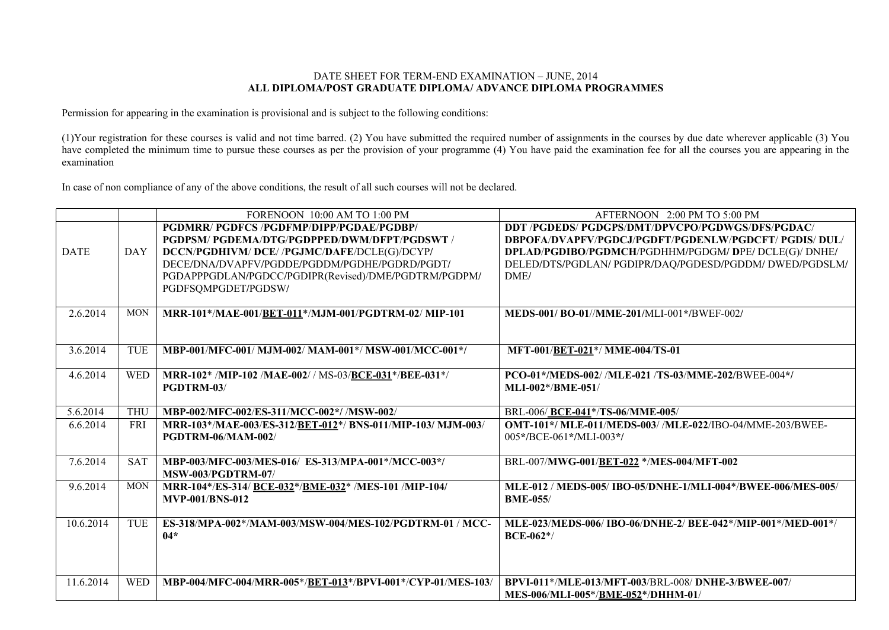DATE SHEET FOR TERM-END EXAMINATION – JUNE, 2014

**ALL DIPLOMA/POST GRADUATE DIPLOMA/ ADVANCE DIPLOMA PROGRAMMES**

Permission for appearing in the examination is provisional and is subject to the following conditions:

(1)Your registration for these courses is valid and not time barred. (2) You have submitted the required number of assignments in the courses by due date wherever applicable (3) You have completed the minimum time to pursue these courses as per the provision of your programme (4) You have paid the examination fee for all the courses you are appearing in the examination

In case of non compliance of any of the above conditions, the result of all such courses will not be declared.

| | | FORENOON 10:00 AM TO 1:00 PM | AFTERNOON 2:00 PM TO 5:00 PM |
|---|---|---|---|
| DATE | DAY | **PGDMRR/ PGDFCS /PGDFMP/DIPP/PGDAE/PGDBP/ PGDPSM/ PGDEMA/DTG/PGDPPED/DWM/DFPT/PGDSWT / DCCN/PGDHIVM/ DCE/ /PGJMC/DAFE**/DCLE(G)/DCYP/ DECE/DNA/DVAPFV/PGDDE/PGDDM/PGDHE/PGDRD/PGDT/ PGDAPPPGDLAN/PGDCC/PGDIPR(Revised)/DME/PGDTRM/PGDPM/ PGDFSQMPGDET/PGDSW/ | **DDT /PGDEDS/ PGDGPS/DMT/DPVCPO/PGDWGS/DFS/PGDAC/ DBPOFA/DVAPFV/PGDCJ/PGDFT/PGDENLW/PGDCFT/ PGDIS/ DUL/ DPLAD/PGDIBO/PGDMCH**/PGDHHM/PGDGM/ **D**PE/ DCLE(G)/ DNHE/ DELED/DTS/PGDLAN/ PGDIPR/DAQ/PGDESD/PGDDM/ DWED/PGDSLM/ DME/ |
| 2.6.2014 | MON | **MRR-101*/MAE-001/<u>BET-011</u>*/MJM-001/PGDTRM-02/ MIP-101** | **MEDS-001/ BO-01//MME-201/**MLI-001*/BWEF-002/ |
| 3.6.2014 | TUE | **MBP-001/MFC-001/ MJM-002/ MAM-001*/ MSW-001/MCC-001*/** | **MFT-001/<u>BET-021</u>*/ MME-004/TS-01** |
| 4.6.2014 | WED | **MRR-102* /MIP-102 /MAE-002/** / MS-03/**<u>BCE-031</u>*/BEE-031*/ PGDTRM-03/** | **PCO-01*/MEDS-002/ /MLE-021 /TS-03/MME-202/**BWEE-004*/ **MLI-002*/BME-051/** |
| 5.6.2014 | THU | **MBP-002/MFC-002/ES-311/MCC-002*/ /MSW-002/** | BRL-006/ **<u>BCE-041</u>*/TS-06/MME-005/** |
| 6.6.2014 | FRI | **MRR-103*/MAE-003/ES-312/<u>BET-012</u>*/ BNS-011/MIP-103/ MJM-003/ PGDTRM-06/MAM-002/** | **OMT-101*/ MLE-011/MEDS-003/ /MLE-022/**IBO-04/MME-203/BWEE-005*/BCE-061*/MLI-003*/ |
| 7.6.2014 | SAT | **MBP-003/MFC-003/MES-016/ ES-313/MPA-001*/MCC-003*/ MSW-003/PGDTRM-07/** | BRL-007/**MWG-001/<u>BET-022</u> */MES-004/MFT-002** |
| 9.6.2014 | MON | **MRR-104*/ES-314/ <u>BCE-032</u>*/<u>BME-032</u>* /MES-101 /MIP-104/ MVP-001/BNS-012** | **MLE-012** / **MEDS-005/ IBO-05/DNHE-1/MLI-004*/BWEE-006/MES-005/ BME-055/** |
| 10.6.2014 | TUE | **ES-318/MPA-002*/MAM-003/MSW-004/MES-102/PGDTRM-01 / MCC-04*** | **MLE-023/MEDS-006/ IBO-06/DNHE-2/ BEE-042*/MIP-001*/MED-001*/ BCE-062*/** |
| 11.6.2014 | WED | **MBP-004/MFC-004/MRR-005*/<u>BET-013</u>*/BPVI-001*/CYP-01/MES-103/** | **BPVI-011*/MLE-013/MFT-003/**BRL-008/ **DNHE-3/BWEE-007/ MES-006/MLI-005*/<u>BME-052</u>*/DHHM-01/** |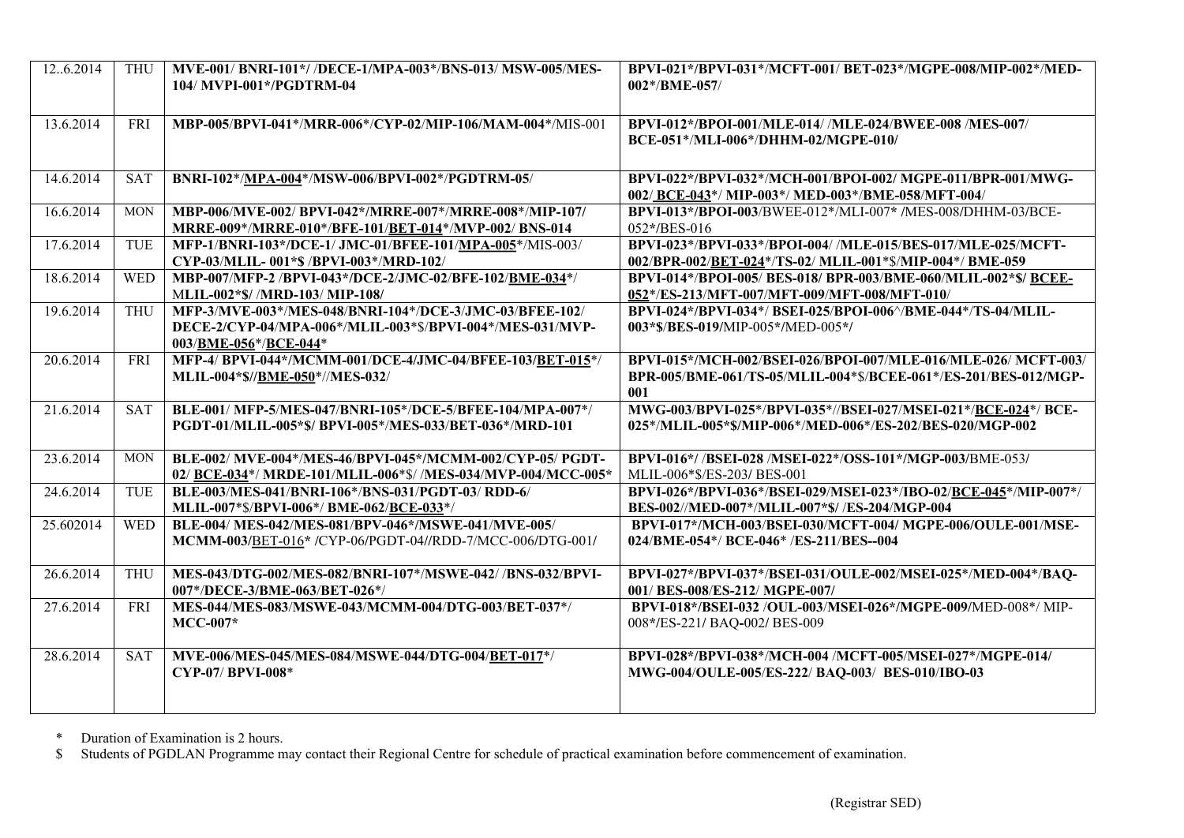| | | | |
|---|---|---|---|
| 12..6.2014 | THU | **MVE-001/ BNRI-101*/ /DECE-1/MPA-003*/BNS-013/ MSW-005/MES-104/ MVPI-001*/PGDTRM-04** | **BPVI-021*/BPVI-031*/MCFT-001/ BET-023*/MGPE-008/MIP-002*/MED-002*/BME-057/** |
| 13.6.2014 | FRI | **MBP-005/BPVI-041*/MRR-006*/CYP-02/MIP-106/MAM-004***/MIS-001 | **BPVI-012*/BPOI-001/MLE-014/ /MLE-024/BWEE-008 /MES-007/ BCE-051*/MLI-006*/DHHM-02/MGPE-010/** |
| 14.6.2014 | SAT | **BNRI-102*/<u>MPA-004</u>*/MSW-006/BPVI-002*/PGDTRM-05/** | **BPVI-022*/BPVI-032*/MCH-001/BPOI-002/ MGPE-011/BPR-001/MWG-002/ <u>BCE-043</u>*/ MIP-003*/ MED-003*/BME-058/MFT-004/** |
| 16.6.2014 | MON | **MBP-006/MVE-002/ BPVI-042*/MRRE-007*/MRRE-008*/MIP-107/ MRRE-009*/MRRE-010*/BFE-101/<u>BET-014</u>*/MVP-002/ BNS-014** | **BPVI-013*/BPOI-003**/BWEE-012*/MLI-007* /MES-008/DHHM-03/BCE-052*/BES-016 |
| 17.6.2014 | TUE | **MFP-1/BNRI-103*/DCE-1/ JMC-01/BFEE-101/<u>MPA-005</u>***/MIS-003/ **CYP-03/MLIL- 001*$ /BPVI-003*/MRD-102/** | **BPVI-023*/BPVI-033*/BPOI-004/ /MLE-015/BES-017/MLE-025/MCFT-002/BPR-002/<u>BET-024</u>*/TS-02/ MLIL-001*$/MIP-004*/ BME-059** |
| 18.6.2014 | WED | **MBP-007/MFP-2 /BPVI-043*/DCE-2/JMC-02/BFE-102/<u>BME-034</u>*/** MLIL-002*$/ /MRD-103/ MIP-108/ | **BPVI-014*/BPOI-005/ BES-018/ BPR-003/BME-060/MLIL-002*$/ <u>BCEE-052</u>*/ES-213/MFT-007/MFT-009/MFT-008/MFT-010/** |
| 19.6.2014 | THU | **MFP-3/MVE-003*/MES-048/BNRI-104*/DCE-3/JMC-03/BFEE-102/ DECE-2/CYP-04/MPA-006*/MLIL-003*$/BPVI-004*/MES-031/MVP-003/<u>BME-056</u>*/<u>BCE-044</u>*** | **BPVI-024*/BPVI-034*/ BSEI-025/BPOI-006^/BME-044*/TS-04/MLIL-003*$/BES-019/**MIP-005*/MED-005*/ |
| 20.6.2014 | FRI | **MFP-4/ BPVI-044*/MCMM-001/DCE-4/JMC-04/BFEE-103/<u>BET-015</u>*/ MLIL-004*$//<u>BME-050</u>*//MES-032/** | **BPVI-015*/MCH-002/BSEI-026/BPOI-007/MLE-016/MLE-026/ MCFT-003/ BPR-005/BME-061/TS-05/MLIL-004*$/BCEE-061*/ES-201/BES-012/MGP-001** |
| 21.6.2014 | SAT | **BLE-001/ MFP-5/MES-047/BNRI-105*/DCE-5/BFEE-104/MPA-007*/ PGDT-01/MLIL-005*$/ BPVI-005*/MES-033/BET-036*/MRD-101** | **MWG-003/BPVI-025*/BPVI-035*//BSEI-027/MSEI-021*/<u>BCE-024</u>*/ BCE-025*/MLIL-005*$/MIP-006*/MED-006*/ES-202/BES-020/MGP-002** |
| 23.6.2014 | MON | **BLE-002/ MVE-004*/MES-46/BPVI-045*/MCMM-002/CYP-05/ PGDT-02/ <u>BCE-034</u>*/ MRDE-101/MLIL-006*$/ /MES-034/MVP-004/MCC-005*** | **BPVI-016*/ /BSEI-028 /MSEI-022*/OSS-101*/MGP-003/**BME-053/ MLIL-006*$/ES-203/ BES-001 |
| 24.6.2014 | TUE | **BLE-003/MES-041/BNRI-106*/BNS-031/PGDT-03/ RDD-6/ MLIL-007*$/BPVI-006*/ BME-062/<u>BCE-033</u>*/** | **BPVI-026*/BPVI-036*/BSEI-029/MSEI-023*/IBO-02/<u>BCE-045</u>*/MIP-007*/ BES-002//MED-007*/MLIL-007*$/ /ES-204/MGP-004** |
| 25.602014 | WED | **BLE-004/ MES-042/MES-081/BPV-046*/MSWE-041/MVE-005/ MCMM-003/**<u>BET-016</u>* **/CYP-06/PGDT-04//RDD-7/MCC-006/DTG-001/** | **BPVI-017*/MCH-003/BSEI-030/MCFT-004/ MGPE-006/OULE-001/MSE-024/BME-054*/ BCE-046* /ES-211/BES--004** |
| 26.6.2014 | THU | **MES-043/DTG-002/MES-082/BNRI-107*/MSWE-042/ /BNS-032/BPVI-007*/DECE-3/BME-063/BET-026*/** | **BPVI-027*/BPVI-037*/BSEI-031/OULE-002/MSEI-025*/MED-004*/BAQ-001/ BES-008/ES-212/ MGPE-007/** |
| 27.6.2014 | FRI | **MES-044/MES-083/MSWE-043/MCMM-004/DTG-003/BET-037*/ MCC-007*** | **BPVI-018*/BSEI-032 /OUL-003/MSEI-026*/MGPE-009/**MED-008*/ MIP-008*/ES-221/ BAQ-002/ BES-009 |
| 28.6.2014 | SAT | **MVE-006/MES-045/MES-084/MSWE-044/DTG-004/<u>BET-017</u>*/ CYP-07/ BPVI-008*** | **BPVI-028*/BPVI-038*/MCH-004 /MCFT-005/MSEI-027*/MGPE-014/ MWG-004/OULE-005/ES-222/ BAQ-003/ BES-010/IBO-03** |

\* Duration of Examination is 2 hours.

$ Students of PGDLAN Programme may contact their Regional Centre for schedule of practical examination before commencement of examination.

(Registrar SED)